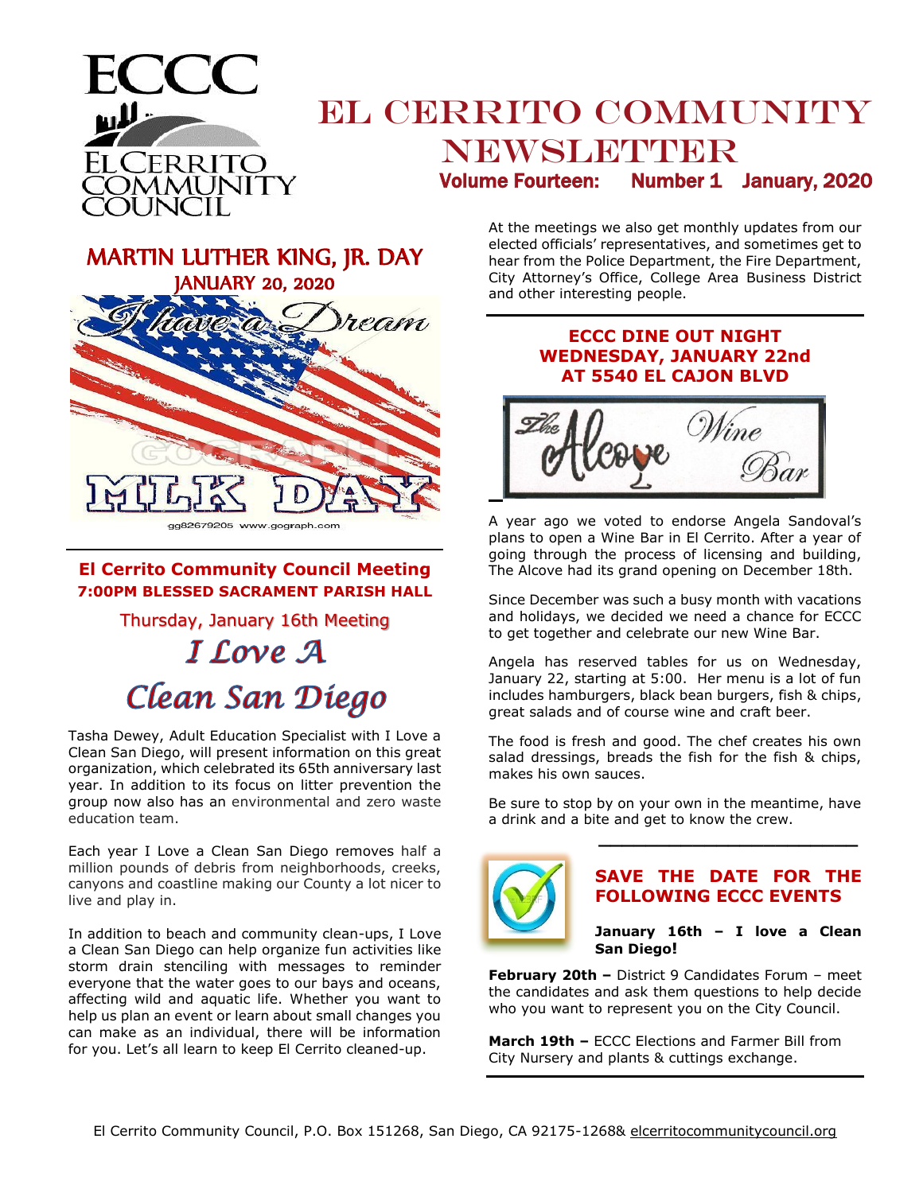# EL CERRITO COMMUNITY NEWSLETTER

**Volume Fourteen: Number 1 January, 2020**

## MARTIN LUTHER KING, JR. DAY
### JANUARY 20, 2020

## El Cerrito Community Council Meeting
**7:00PM BLESSED SACRAMENT PARISH HALL**

Thursday, January 16th Meeting

## *I Love A Clean San Diego*

Tasha Dewey, Adult Education Specialist with I Love a Clean San Diego, will present information on this great organization, which celebrated its 65th anniversary last year. In addition to its focus on litter prevention the group now also has an environmental and zero waste education team.

Each year I Love a Clean San Diego removes half a million pounds of debris from neighborhoods, creeks, canyons and coastline making our County a lot nicer to live and play in.

In addition to beach and community clean-ups, I Love a Clean San Diego can help organize fun activities like storm drain stenciling with messages to reminder everyone that the water goes to our bays and oceans, affecting wild and aquatic life. Whether you want to help us plan an event or learn about small changes you can make as an individual, there will be information for you. Let's all learn to keep El Cerrito cleaned-up.

At the meetings we also get monthly updates from our elected officials' representatives, and sometimes get to hear from the Police Department, the Fire Department, City Attorney's Office, College Area Business District and other interesting people.

---

## ECCC DINE OUT NIGHT WEDNESDAY, JANUARY 22nd AT 5540 EL CAJON BLVD

A year ago we voted to endorse Angela Sandoval's plans to open a Wine Bar in El Cerrito. After a year of going through the process of licensing and building, The Alcove had its grand opening on December 18th.

Since December was such a busy month with vacations and holidays, we decided we need a chance for ECCC to get together and celebrate our new Wine Bar.

Angela has reserved tables for us on Wednesday, January 22, starting at 5:00. Her menu is a lot of fun includes hamburgers, black bean burgers, fish & chips, great salads and of course wine and craft beer.

The food is fresh and good. The chef creates his own salad dressings, breads the fish for the fish & chips, makes his own sauces.

Be sure to stop by on your own in the meantime, have a drink and a bite and get to know the crew.

---

## SAVE THE DATE FOR THE FOLLOWING ECCC EVENTS

**January 16th – I love a Clean San Diego!**

**February 20th –** District 9 Candidates Forum – meet the candidates and ask them questions to help decide who you want to represent you on the City Council.

**March 19th –** ECCC Elections and Farmer Bill from City Nursery and plants & cuttings exchange.

---

El Cerrito Community Council, P.O. Box 151268, San Diego, CA 92175-1268& elcerritocommunitycouncil.org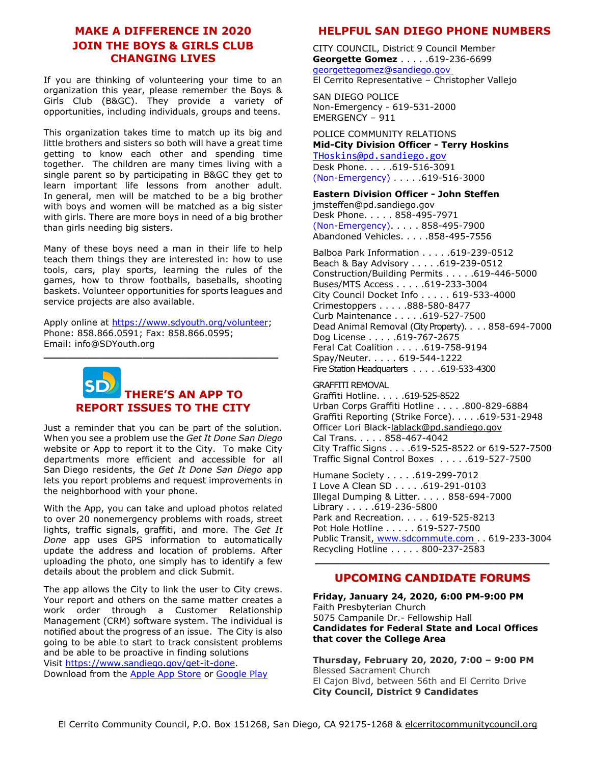## MAKE A DIFFERENCE IN 2020
## JOIN THE BOYS & GIRLS CLUB CHANGING LIVES

If you are thinking of volunteering your time to an organization this year, please remember the Boys & Girls Club (B&GC). They provide a variety of opportunities, including individuals, groups and teens.

This organization takes time to match up its big and little brothers and sisters so both will have a great time getting to know each other and spending time together. The children are many times living with a single parent so by participating in B&GC they get to learn important life lessons from another adult. In general, men will be matched to be a big brother with boys and women will be matched as a big sister with girls. There are more boys in need of a big brother than girls needing big sisters.

Many of these boys need a man in their life to help teach them things they are interested in: how to use tools, cars, play sports, learning the rules of the games, how to throw footballs, baseballs, shooting baskets. Volunteer opportunities for sports leagues and service projects are also available.

Apply online at https://www.sdyouth.org/volunteer; Phone: 858.866.0591; Fax: 858.866.0595; Email: info@SDYouth.org

---

## THERE'S AN APP TO REPORT ISSUES TO THE CITY

Just a reminder that you can be part of the solution. When you see a problem use the *Get It Done San Diego* website or App to report it to the City. To make City departments more efficient and accessible for all San Diego residents, the *Get It Done San Diego* app lets you report problems and request improvements in the neighborhood with your phone.

With the App, you can take and upload photos related to over 20 nonemergency problems with roads, street lights, traffic signals, graffiti, and more. The *Get It Done* app uses GPS information to automatically update the address and location of problems. After uploading the photo, one simply has to identify a few details about the problem and click Submit.

The app allows the City to link the user to City crews. Your report and others on the same matter creates a work order through a Customer Relationship Management (CRM) software system. The individual is notified about the progress of an issue. The City is also going to be able to start to track consistent problems and be able to be proactive in finding solutions

Visit https://www.sandiego.gov/get-it-done.
Download from the Apple App Store or Google Play

## HELPFUL SAN DIEGO PHONE NUMBERS

CITY COUNCIL, District 9 Council Member
**Georgette Gomez** . . . . .619-236-6699
georgettegomez@sandiego.gov
El Cerrito Representative – Christopher Vallejo

SAN DIEGO POLICE
Non-Emergency - 619-531-2000
EMERGENCY – 911

POLICE COMMUNITY RELATIONS
**Mid-City Division Officer - Terry Hoskins**
THoskins@pd.sandiego.gov
Desk Phone. . . . .619-516-3091
(Non-Emergency) . . . . .619-516-3000

**Eastern Division Officer - John Steffen**
jmsteffen@pd.sandiego.gov
Desk Phone. . . . . 858-495-7971
(Non-Emergency). . . . . 858-495-7900
Abandoned Vehicles. . . . .858-495-7556

Balboa Park Information . . . . .619-239-0512
Beach & Bay Advisory . . . . .619-239-0512
Construction/Building Permits . . . . .619-446-5000
Buses/MTS Access . . . . .619-233-3004
City Council Docket Info . . . . . 619-533-4000
Crimestoppers . . . . .888-580-8477
Curb Maintenance . . . . .619-527-7500
Dead Animal Removal (City Property). . . . 858-694-7000
Dog License . . . . .619-767-2675
Feral Cat Coalition . . . . .619-758-9194
Spay/Neuter. . . . . 619-544-1222
Fire Station Headquarters . . . . .619-533-4300

GRAFFITI REMOVAL
Graffiti Hotline. . . . .619-525-8522
Urban Corps Graffiti Hotline . . . . .800-829-6884
Graffiti Reporting (Strike Force). . . . .619-531-2948
Officer Lori Black-lablack@pd.sandiego.gov
Cal Trans. . . . . 858-467-4042
City Traffic Signs . . . .619-525-8522 or 619-527-7500
Traffic Signal Control Boxes . . . . .619-527-7500

Humane Society . . . . .619-299-7012
I Love A Clean SD . . . . .619-291-0103
Illegal Dumping & Litter. . . . . 858-694-7000
Library . . . . .619-236-5800
Park and Recreation. . . . . 619-525-8213
Pot Hole Hotline . . . . . 619-527-7500
Public Transit, www.sdcommute.com . . 619-233-3004
Recycling Hotline . . . . . 800-237-2583

---

## UPCOMING CANDIDATE FORUMS

**Friday, January 24, 2020, 6:00 PM-9:00 PM**
Faith Presbyterian Church
5075 Campanile Dr.- Fellowship Hall
**Candidates for Federal State and Local Offices that cover the College Area**

**Thursday, February 20, 2020, 7:00 – 9:00 PM**
Blessed Sacrament Church
El Cajon Blvd, between 56th and El Cerrito Drive
**City Council, District 9 Candidates**

El Cerrito Community Council, P.O. Box 151268, San Diego, CA 92175-1268 & elcerritocommunitycouncil.org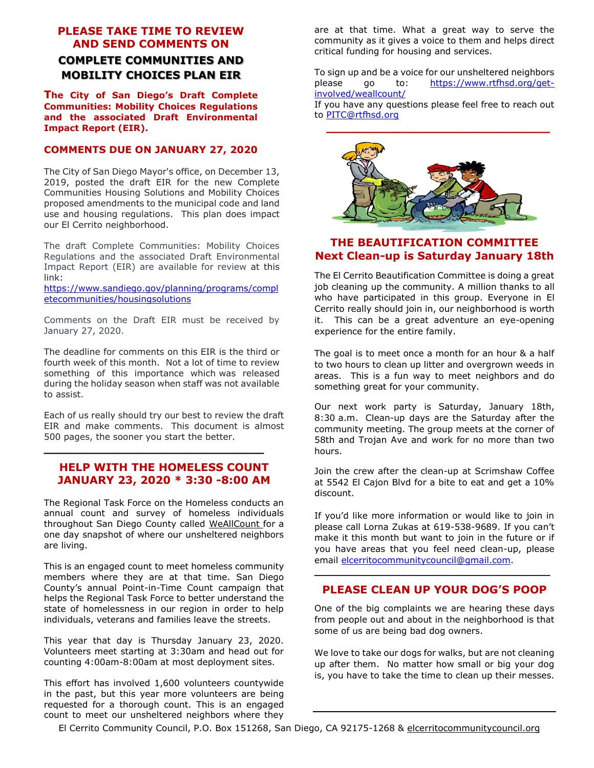## PLEASE TAKE TIME TO REVIEW AND SEND COMMENTS ON

## COMPLETE COMMUNITIES AND MOBILITY CHOICES PLAN EIR

**The City of San Diego's Draft Complete Communities: Mobility Choices Regulations and the associated Draft Environmental Impact Report (EIR).**

**COMMENTS DUE ON JANUARY 27, 2020**

The City of San Diego Mayor's office, on December 13, 2019, posted the draft EIR for the new Complete Communities Housing Solutions and Mobility Choices proposed amendments to the municipal code and land use and housing regulations. This plan does impact our El Cerrito neighborhood.

The draft Complete Communities: Mobility Choices Regulations and the associated Draft Environmental Impact Report (EIR) are available for review at this link:
https://www.sandiego.gov/planning/programs/completecommunities/housingsolutions

Comments on the Draft EIR must be received by January 27, 2020.

The deadline for comments on this EIR is the third or fourth week of this month. Not a lot of time to review something of this importance which was released during the holiday season when staff was not available to assist.

Each of us really should try our best to review the draft EIR and make comments. This document is almost 500 pages, the sooner you start the better.

---

## HELP WITH THE HOMELESS COUNT JANUARY 23, 2020 * 3:30 -8:00 AM

The Regional Task Force on the Homeless conducts an annual count and survey of homeless individuals throughout San Diego County called WeAllCount for a one day snapshot of where our unsheltered neighbors are living.

This is an engaged count to meet homeless community members where they are at that time. San Diego County's annual Point-in-Time Count campaign that helps the Regional Task Force to better understand the state of homelessness in our region in order to help individuals, veterans and families leave the streets.

This year that day is Thursday January 23, 2020. Volunteers meet starting at 3:30am and head out for counting 4:00am-8:00am at most deployment sites.

This effort has involved 1,600 volunteers countywide in the past, but this year more volunteers are being requested for a thorough count. This is an engaged count to meet our unsheltered neighbors where they are at that time. What a great way to serve the community as it gives a voice to them and helps direct critical funding for housing and services.

To sign up and be a voice for our unsheltered neighbors please go to: https://www.rtfhsd.org/get-involved/weallcount/
If you have any questions please feel free to reach out to PITC@rtfhsd.org

---

## THE BEAUTIFICATION COMMITTEE Next Clean-up is Saturday January 18th

The El Cerrito Beautification Committee is doing a great job cleaning up the community. A million thanks to all who have participated in this group. Everyone in El Cerrito really should join in, our neighborhood is worth it. This can be a great adventure an eye-opening experience for the entire family.

The goal is to meet once a month for an hour & a half to two hours to clean up litter and overgrown weeds in areas. This is a fun way to meet neighbors and do something great for your community.

Our next work party is Saturday, January 18th, 8:30 a.m. Clean-up days are the Saturday after the community meeting. The group meets at the corner of 58th and Trojan Ave and work for no more than two hours.

Join the crew after the clean-up at Scrimshaw Coffee at 5542 El Cajon Blvd for a bite to eat and get a 10% discount.

If you'd like more information or would like to join in please call Lorna Zukas at 619-538-9689. If you can't make it this month but want to join in the future or if you have areas that you feel need clean-up, please email elcerritocommunitycouncil@gmail.com.

---

## PLEASE CLEAN UP YOUR DOG'S POOP

One of the big complaints we are hearing these days from people out and about in the neighborhood is that some of us are being bad dog owners.

We love to take our dogs for walks, but are not cleaning up after them. No matter how small or big your dog is, you have to take the time to clean up their messes.

---

El Cerrito Community Council, P.O. Box 151268, San Diego, CA 92175-1268 & elcerritocommunitycouncil.org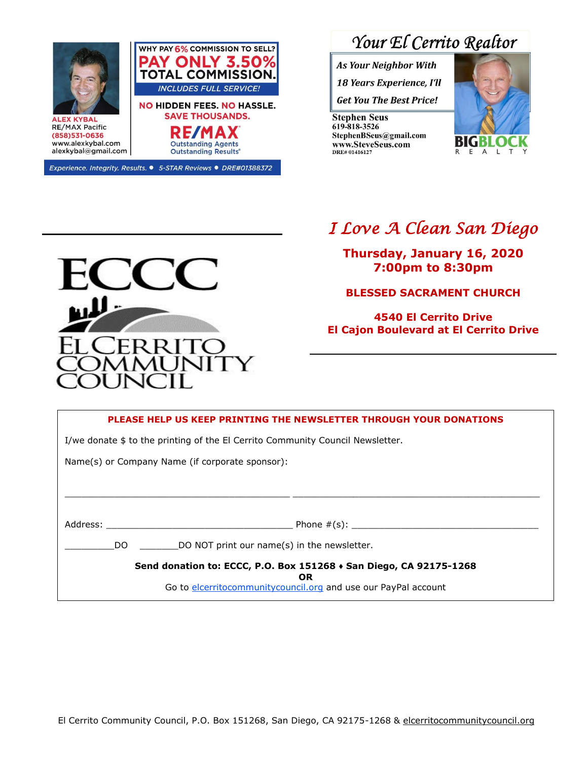ALEX KYBAL
RE/MAX Pacific
(858)531-0636
www.alexkybal.com
alexkybal@gmail.com

WHY PAY 6% COMMISSION TO SELL?
PAY ONLY 3.50% TOTAL COMMISSION.
INCLUDES FULL SERVICE!

NO HIDDEN FEES. NO HASSLE.
SAVE THOUSANDS.

RE/MAX
Outstanding Agents
Outstanding Results®

*Experience. Integrity. Results. ● 5-STAR Reviews ● DRE#01388372*

## Your El Cerrito Realtor

*As Your Neighbor With 18 Years Experience, I'll Get You The Best Price!*

**Stephen Seus**
619-818-3526
StephenBSeus@gmail.com
www.SteveSeus.com
DRE# 01416127

BIGBLOCK REALTY

ECCC
EL CERRITO COMMUNITY COUNCIL

## *I Love A Clean San Diego*

**Thursday, January 16, 2020**
**7:00pm to 8:30pm**

**BLESSED SACRAMENT CHURCH**

**4540 El Cerrito Drive**
**El Cajon Boulevard at El Cerrito Drive**

---

**PLEASE HELP US KEEP PRINTING THE NEWSLETTER THROUGH YOUR DONATIONS**

I/we donate $ to the printing of the El Cerrito Community Council Newsletter.

Name(s) or Company Name (if corporate sponsor):

________________________________________ ____________________________________________

Address: __________________________________ Phone #(s): __________________________________

_________DO _______DO NOT print our name(s) in the newsletter.

**Send donation to: ECCC, P.O. Box 151268 ♦ San Diego, CA 92175-1268**
**OR**
Go to elcerritocommunitycouncil.org and use our PayPal account

El Cerrito Community Council, P.O. Box 151268, San Diego, CA 92175-1268 & elcerritocommunitycouncil.org